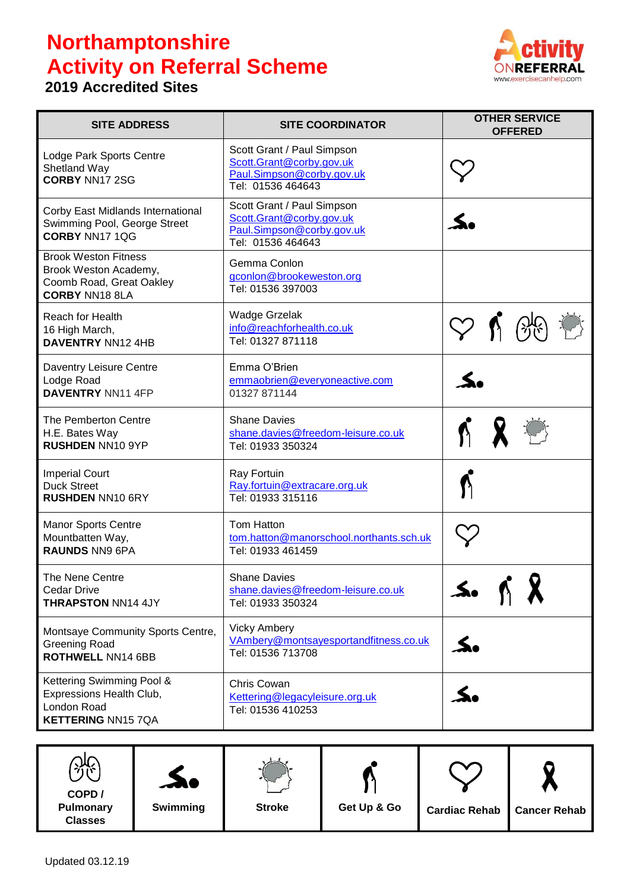# Northamptonshire
# Activity on Referral Scheme
## 2019 Accredited Sites

| SITE ADDRESS | SITE COORDINATOR | OTHER SERVICE OFFERED |
|---|---|---|
| Lodge Park Sports Centre<br>Shetland Way<br>**CORBY** NN17 2SG | Scott Grant / Paul Simpson<br>Scott.Grant@corby.gov.uk<br>Paul.Simpson@corby.gov.uk<br>Tel: 01536 464643 | Cardiac Rehab |
| Corby East Midlands International Swimming Pool, George Street<br>**CORBY** NN17 1QG | Scott Grant / Paul Simpson<br>Scott.Grant@corby.gov.uk<br>Paul.Simpson@corby.gov.uk<br>Tel: 01536 464643 | Swimming |
| Brook Weston Fitness<br>Brook Weston Academy,<br>Coomb Road, Great Oakley<br>**CORBY** NN18 8LA | Gemma Conlon<br>gconlon@brookeweston.org<br>Tel: 01536 397003 | |
| Reach for Health<br>16 High March,<br>**DAVENTRY** NN12 4HB | Wadge Grzelak<br>info@reachforhealth.co.uk<br>Tel: 01327 871118 | Cardiac Rehab, Get Up & Go, COPD / Pulmonary Classes, Stroke |
| Daventry Leisure Centre<br>Lodge Road<br>**DAVENTRY** NN11 4FP | Emma O'Brien<br>emmaobrien@everyoneactive.com<br>01327 871144 | Swimming |
| The Pemberton Centre<br>H.E. Bates Way<br>**RUSHDEN** NN10 9YP | Shane Davies<br>shane.davies@freedom-leisure.co.uk<br>Tel: 01933 350324 | Get Up & Go, Cancer Rehab, Stroke |
| Imperial Court<br>Duck Street<br>**RUSHDEN** NN10 6RY | Ray Fortuin<br>Ray.fortuin@extracare.org.uk<br>Tel: 01933 315116 | Get Up & Go |
| Manor Sports Centre<br>Mountbatten Way,<br>**RAUNDS** NN9 6PA | Tom Hatton<br>tom.hatton@manorschool.northants.sch.uk<br>Tel: 01933 461459 | Cardiac Rehab |
| The Nene Centre<br>Cedar Drive<br>**THRAPSTON** NN14 4JY | Shane Davies<br>shane.davies@freedom-leisure.co.uk<br>Tel: 01933 350324 | Swimming, Get Up & Go, Cancer Rehab |
| Montsaye Community Sports Centre,<br>Greening Road<br>**ROTHWELL** NN14 6BB | Vicky Ambery<br>VAmbery@montsayesportandfitness.co.uk<br>Tel: 01536 713708 | Swimming |
| Kettering Swimming Pool &<br>Expressions Health Club,<br>London Road<br>**KETTERING** NN15 7QA | Chris Cowan<br>Kettering@legacyleisure.org.uk<br>Tel: 01536 410253 | Swimming |

| **COPD / Pulmonary Classes** | **Swimming** | **Stroke** | **Get Up & Go** | **Cardiac Rehab** | **Cancer Rehab** |
|---|---|---|---|---|---|

Updated 03.12.19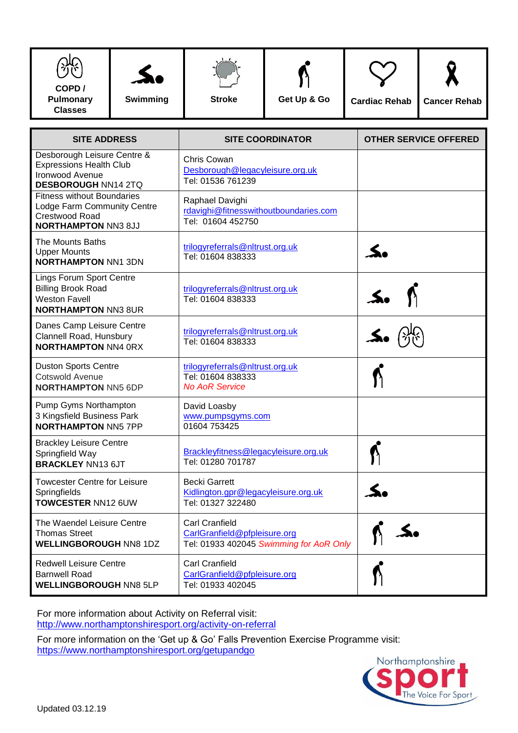| COPD / Pulmonary Classes | Swimming | Stroke | Get Up & Go | Cardiac Rehab | Cancer Rehab |
|---|---|---|---|---|---|

| SITE ADDRESS | SITE COORDINATOR | OTHER SERVICE OFFERED |
|---|---|---|
| Desborough Leisure Centre & Expressions Health Club<br>Ironwood Avenue<br>**DESBOROUGH** NN14 2TQ | Chris Cowan<br>Desborough@legacyleisure.org.uk<br>Tel: 01536 761239 | |
| Fitness without Boundaries<br>Lodge Farm Community Centre<br>Crestwood Road<br>**NORTHAMPTON** NN3 8JJ | Raphael Davighi<br>rdavighi@fitnesswithoutboundaries.com<br>Tel: 01604 452750 | |
| The Mounts Baths<br>Upper Mounts<br>**NORTHAMPTON** NN1 3DN | trilogyreferrals@nltrust.org.uk<br>Tel: 01604 838333 | Swimming |
| Lings Forum Sport Centre<br>Billing Brook Road<br>Weston Favell<br>**NORTHAMPTON** NN3 8UR | trilogyreferrals@nltrust.org.uk<br>Tel: 01604 838333 | Swimming, Get Up & Go |
| Danes Camp Leisure Centre<br>Clannell Road, Hunsbury<br>**NORTHAMPTON** NN4 0RX | trilogyreferrals@nltrust.org.uk<br>Tel: 01604 838333 | Swimming, COPD / Pulmonary Classes |
| Duston Sports Centre<br>Cotswold Avenue<br>**NORTHAMPTON** NN5 6DP | trilogyreferrals@nltrust.org.uk<br>Tel: 01604 838333<br>*No AoR Service* | Get Up & Go |
| Pump Gyms Northampton<br>3 Kingsfield Business Park<br>**NORTHAMPTON** NN5 7PP | David Loasby<br>www.pumpsgyms.com<br>01604 753425 | |
| Brackley Leisure Centre<br>Springfield Way<br>**BRACKLEY** NN13 6JT | Brackleyfitness@legacyleisure.org.uk<br>Tel: 01280 701787 | Get Up & Go |
| Towcester Centre for Leisure<br>Springfields<br>**TOWCESTER** NN12 6UW | Becki Garrett<br>Kidlington.gpr@legacyleisure.org.uk<br>Tel: 01327 322480 | Swimming |
| The Waendel Leisure Centre<br>Thomas Street<br>**WELLINGBOROUGH** NN8 1DZ | Carl Cranfield<br>CarlGranfield@pfpleisure.org<br>Tel: 01933 402045 *Swimming for AoR Only* | Get Up & Go, Swimming |
| Redwell Leisure Centre<br>Barnwell Road<br>**WELLINGBOROUGH** NN8 5LP | Carl Cranfield<br>CarlGranfield@pfpleisure.org<br>Tel: 01933 402045 | Get Up & Go |

For more information about Activity on Referral visit:
http://www.northamptonshiresport.org/activity-on-referral

For more information on the 'Get up & Go' Falls Prevention Exercise Programme visit:
https://www.northamptonshiresport.org/getupandgo

Northamptonshire sport The Voice For Sport

Updated 03.12.19